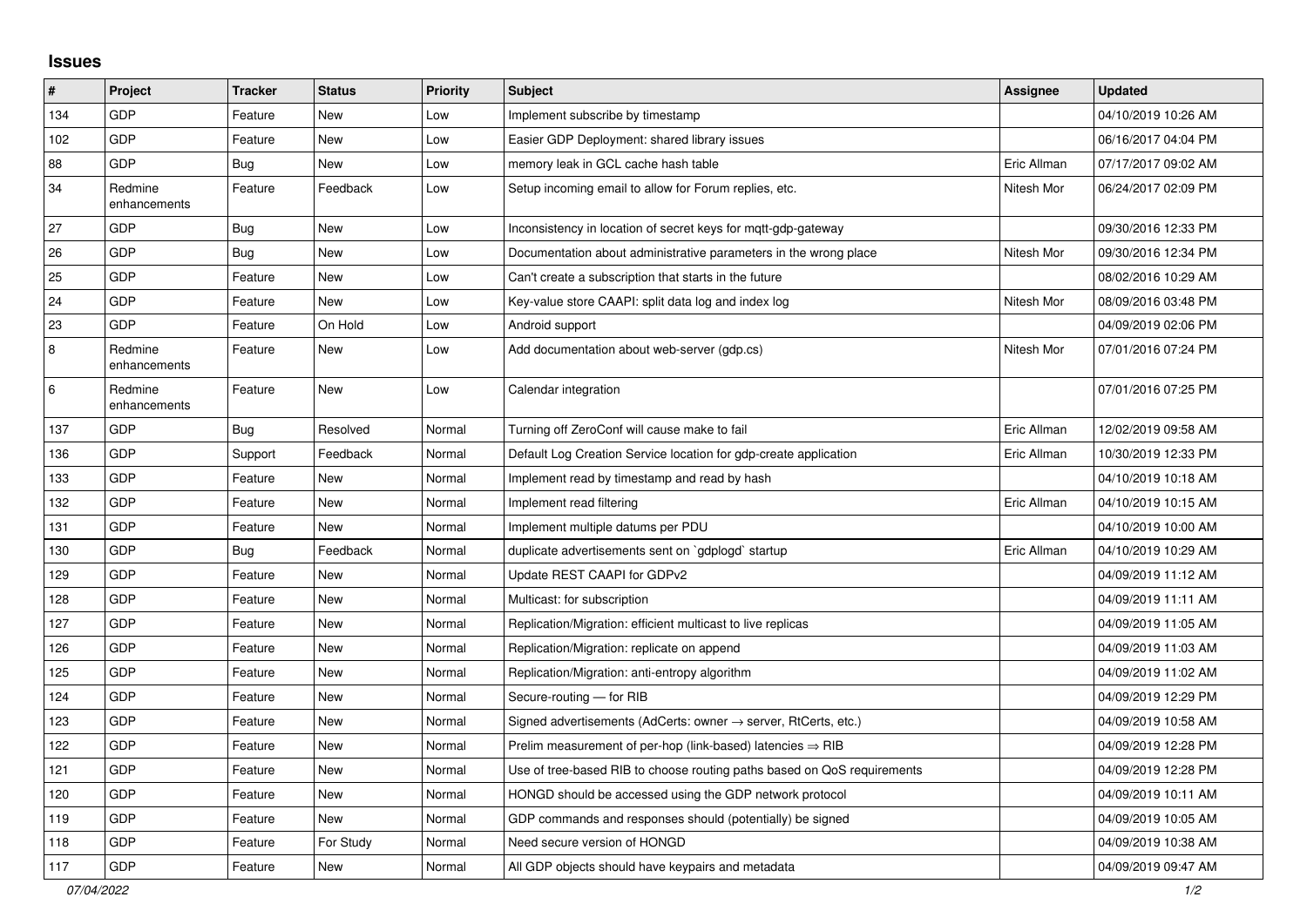## Issues

| # | Project | Tracker | Status | Priority | Subject | Assignee | Updated |
|---|---|---|---|---|---|---|---|
| 134 | GDP | Feature | New | Low | Implement subscribe by timestamp | | 04/10/2019 10:26 AM |
| 102 | GDP | Feature | New | Low | Easier GDP Deployment: shared library issues | | 06/16/2017 04:04 PM |
| 88 | GDP | Bug | New | Low | memory leak in GCL cache hash table | Eric Allman | 07/17/2017 09:02 AM |
| 34 | Redmine enhancements | Feature | Feedback | Low | Setup incoming email to allow for Forum replies, etc. | Nitesh Mor | 06/24/2017 02:09 PM |
| 27 | GDP | Bug | New | Low | Inconsistency in location of secret keys for mqtt-gdp-gateway | | 09/30/2016 12:33 PM |
| 26 | GDP | Bug | New | Low | Documentation about administrative parameters in the wrong place | Nitesh Mor | 09/30/2016 12:34 PM |
| 25 | GDP | Feature | New | Low | Can't create a subscription that starts in the future | | 08/02/2016 10:29 AM |
| 24 | GDP | Feature | New | Low | Key-value store CAAPI: split data log and index log | Nitesh Mor | 08/09/2016 03:48 PM |
| 23 | GDP | Feature | On Hold | Low | Android support | | 04/09/2019 02:06 PM |
| 8 | Redmine enhancements | Feature | New | Low | Add documentation about web-server (gdp.cs) | Nitesh Mor | 07/01/2016 07:24 PM |
| 6 | Redmine enhancements | Feature | New | Low | Calendar integration | | 07/01/2016 07:25 PM |
| 137 | GDP | Bug | Resolved | Normal | Turning off ZeroConf will cause make to fail | Eric Allman | 12/02/2019 09:58 AM |
| 136 | GDP | Support | Feedback | Normal | Default Log Creation Service location for gdp-create application | Eric Allman | 10/30/2019 12:33 PM |
| 133 | GDP | Feature | New | Normal | Implement read by timestamp and read by hash | | 04/10/2019 10:18 AM |
| 132 | GDP | Feature | New | Normal | Implement read filtering | Eric Allman | 04/10/2019 10:15 AM |
| 131 | GDP | Feature | New | Normal | Implement multiple datums per PDU | | 04/10/2019 10:00 AM |
| 130 | GDP | Bug | Feedback | Normal | duplicate advertisements sent on `gdplogd` startup | Eric Allman | 04/10/2019 10:29 AM |
| 129 | GDP | Feature | New | Normal | Update REST CAAPI for GDPv2 | | 04/09/2019 11:12 AM |
| 128 | GDP | Feature | New | Normal | Multicast: for subscription | | 04/09/2019 11:11 AM |
| 127 | GDP | Feature | New | Normal | Replication/Migration: efficient multicast to live replicas | | 04/09/2019 11:05 AM |
| 126 | GDP | Feature | New | Normal | Replication/Migration: replicate on append | | 04/09/2019 11:03 AM |
| 125 | GDP | Feature | New | Normal | Replication/Migration: anti-entropy algorithm | | 04/09/2019 11:02 AM |
| 124 | GDP | Feature | New | Normal | Secure-routing — for RIB | | 04/09/2019 12:29 PM |
| 123 | GDP | Feature | New | Normal | Signed advertisements (AdCerts: owner → server, RtCerts, etc.) | | 04/09/2019 10:58 AM |
| 122 | GDP | Feature | New | Normal | Prelim measurement of per-hop (link-based) latencies ⇒ RIB | | 04/09/2019 12:28 PM |
| 121 | GDP | Feature | New | Normal | Use of tree-based RIB to choose routing paths based on QoS requirements | | 04/09/2019 12:28 PM |
| 120 | GDP | Feature | New | Normal | HONGD should be accessed using the GDP network protocol | | 04/09/2019 10:11 AM |
| 119 | GDP | Feature | New | Normal | GDP commands and responses should (potentially) be signed | | 04/09/2019 10:05 AM |
| 118 | GDP | Feature | For Study | Normal | Need secure version of HONGD | | 04/09/2019 10:38 AM |
| 117 | GDP | Feature | New | Normal | All GDP objects should have keypairs and metadata | | 04/09/2019 09:47 AM |

*07/04/2022*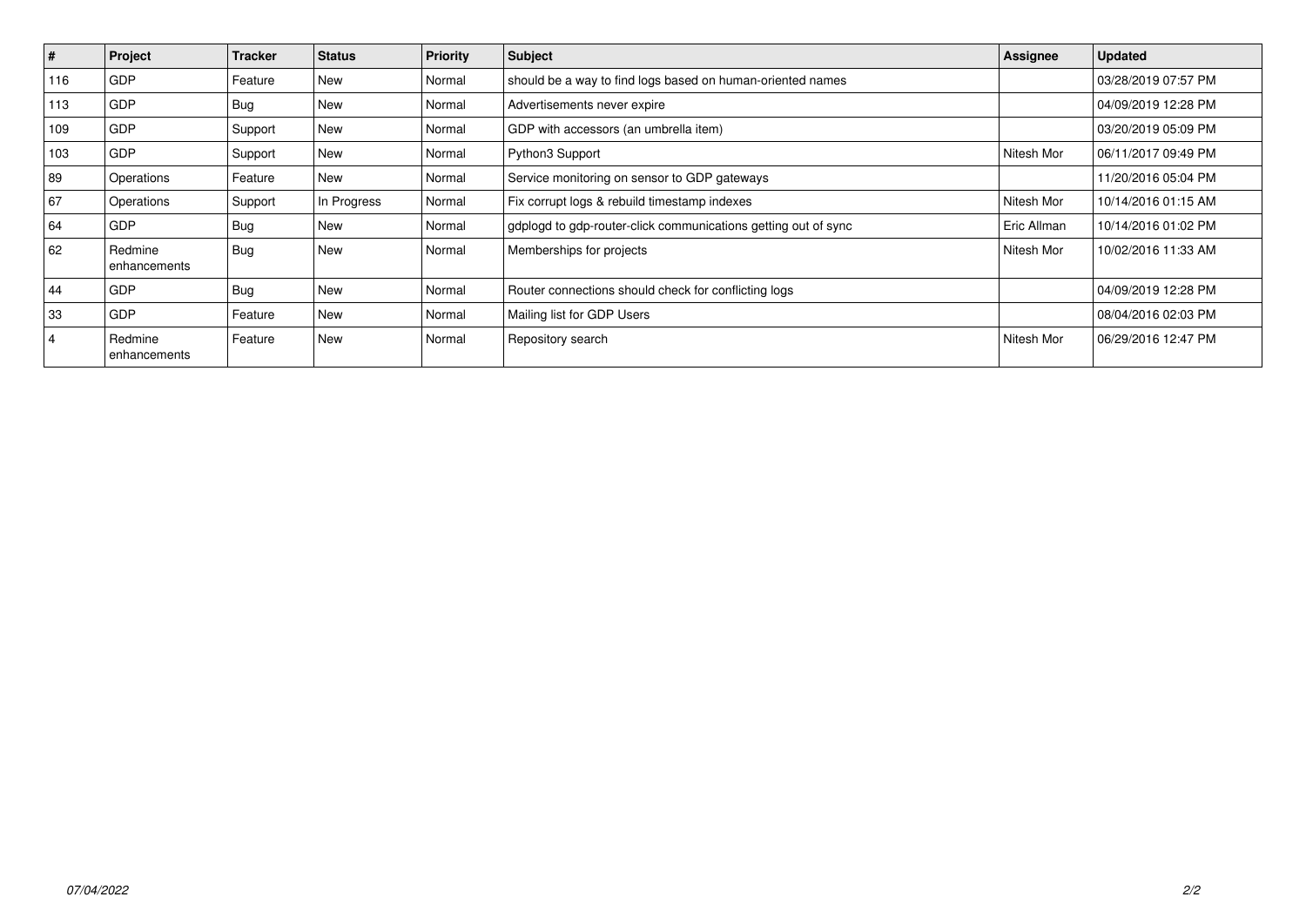| # | Project | Tracker | Status | Priority | Subject | Assignee | Updated |
|---|---|---|---|---|---|---|---|
| 116 | GDP | Feature | New | Normal | should be a way to find logs based on human-oriented names | | 03/28/2019 07:57 PM |
| 113 | GDP | Bug | New | Normal | Advertisements never expire | | 04/09/2019 12:28 PM |
| 109 | GDP | Support | New | Normal | GDP with accessors (an umbrella item) | | 03/20/2019 05:09 PM |
| 103 | GDP | Support | New | Normal | Python3 Support | Nitesh Mor | 06/11/2017 09:49 PM |
| 89 | Operations | Feature | New | Normal | Service monitoring on sensor to GDP gateways | | 11/20/2016 05:04 PM |
| 67 | Operations | Support | In Progress | Normal | Fix corrupt logs & rebuild timestamp indexes | Nitesh Mor | 10/14/2016 01:15 AM |
| 64 | GDP | Bug | New | Normal | gdplogd to gdp-router-click communications getting out of sync | Eric Allman | 10/14/2016 01:02 PM |
| 62 | Redmine enhancements | Bug | New | Normal | Memberships for projects | Nitesh Mor | 10/02/2016 11:33 AM |
| 44 | GDP | Bug | New | Normal | Router connections should check for conflicting logs | | 04/09/2019 12:28 PM |
| 33 | GDP | Feature | New | Normal | Mailing list for GDP Users | | 08/04/2016 02:03 PM |
| 4 | Redmine enhancements | Feature | New | Normal | Repository search | Nitesh Mor | 06/29/2016 12:47 PM |